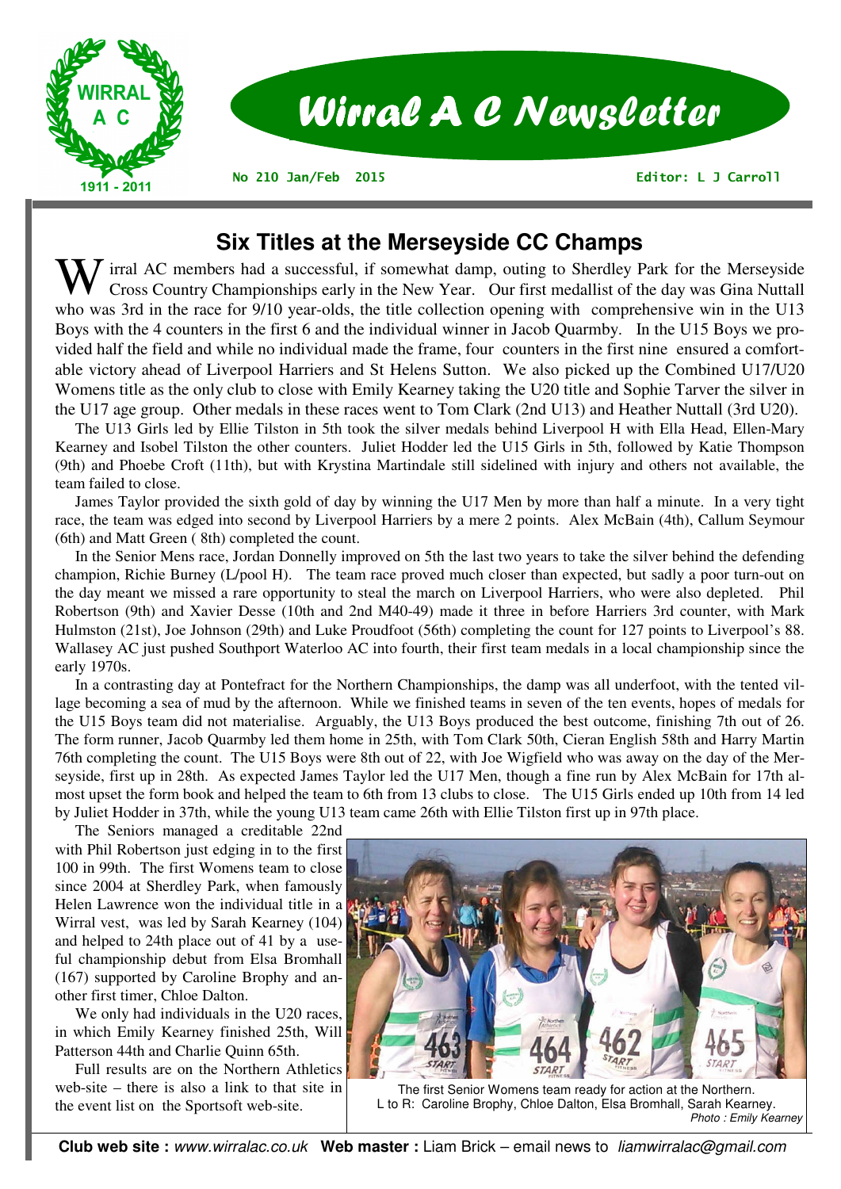# Wirral A C Newsletter

No 210 Jan/Feb 2015 — Editor: L J Carroll

## Six Titles at the Merseyside CC Champs

Wirral AC members had a successful, if somewhat damp, outing to Sherdley Park for the Merseyside Cross Country Championships early in the New Year. Our first medallist of the day was Gina Nuttall who was 3rd in the race for 9/10 year-olds, the title collection opening with comprehensive win in the U13 Boys with the 4 counters in the first 6 and the individual winner in Jacob Quarmby. In the U15 Boys we provided half the field and while no individual made the frame, four counters in the first nine ensured a comfortable victory ahead of Liverpool Harriers and St Helens Sutton. We also picked up the Combined U17/U20 Womens title as the only club to close with Emily Kearney taking the U20 title and Sophie Tarver the silver in the U17 age group. Other medals in these races went to Tom Clark (2nd U13) and Heather Nuttall (3rd U20).

The U13 Girls led by Ellie Tilston in 5th took the silver medals behind Liverpool H with Ella Head, Ellen-Mary Kearney and Isobel Tilston the other counters. Juliet Hodder led the U15 Girls in 5th, followed by Katie Thompson (9th) and Phoebe Croft (11th), but with Krystina Martindale still sidelined with injury and others not available, the team failed to close.

James Taylor provided the sixth gold of day by winning the U17 Men by more than half a minute. In a very tight race, the team was edged into second by Liverpool Harriers by a mere 2 points. Alex McBain (4th), Callum Seymour (6th) and Matt Green ( 8th) completed the count.

In the Senior Mens race, Jordan Donnelly improved on 5th the last two years to take the silver behind the defending champion, Richie Burney (L/pool H). The team race proved much closer than expected, but sadly a poor turn-out on the day meant we missed a rare opportunity to steal the march on Liverpool Harriers, who were also depleted. Phil Robertson (9th) and Xavier Desse (10th and 2nd M40-49) made it three in before Harriers 3rd counter, with Mark Hulmston (21st), Joe Johnson (29th) and Luke Proudfoot (56th) completing the count for 127 points to Liverpool's 88. Wallasey AC just pushed Southport Waterloo AC into fourth, their first team medals in a local championship since the early 1970s.

In a contrasting day at Pontefract for the Northern Championships, the damp was all underfoot, with the tented village becoming a sea of mud by the afternoon. While we finished teams in seven of the ten events, hopes of medals for the U15 Boys team did not materialise. Arguably, the U13 Boys produced the best outcome, finishing 7th out of 26. The form runner, Jacob Quarmby led them home in 25th, with Tom Clark 50th, Cieran English 58th and Harry Martin 76th completing the count. The U15 Boys were 8th out of 22, with Joe Wigfield who was away on the day of the Merseyside, first up in 28th. As expected James Taylor led the U17 Men, though a fine run by Alex McBain for 17th almost upset the form book and helped the team to 6th from 13 clubs to close. The U15 Girls ended up 10th from 14 led by Juliet Hodder in 37th, while the young U13 team came 26th with Ellie Tilston first up in 97th place.

The Seniors managed a creditable 22nd with Phil Robertson just edging in to the first 100 in 99th. The first Womens team to close since 2004 at Sherdley Park, when famously Helen Lawrence won the individual title in a Wirral vest, was led by Sarah Kearney (104) and helped to 24th place out of 41 by a useful championship debut from Elsa Bromhall (167) supported by Caroline Brophy and another first timer, Chloe Dalton.

We only had individuals in the U20 races, in which Emily Kearney finished 25th, Will Patterson 44th and Charlie Quinn 65th.

Full results are on the Northern Athletics web-site – there is also a link to that site in the event list on the Sportsoft web-site.

The first Senior Womens team ready for action at the Northern.
L to R: Caroline Brophy, Chloe Dalton, Elsa Bromhall, Sarah Kearney.
*Photo : Emily Kearney*

**Club web site :** *www.wirralac.co.uk* **Web master :** Liam Brick – email news to *liamwirralac@gmail.com*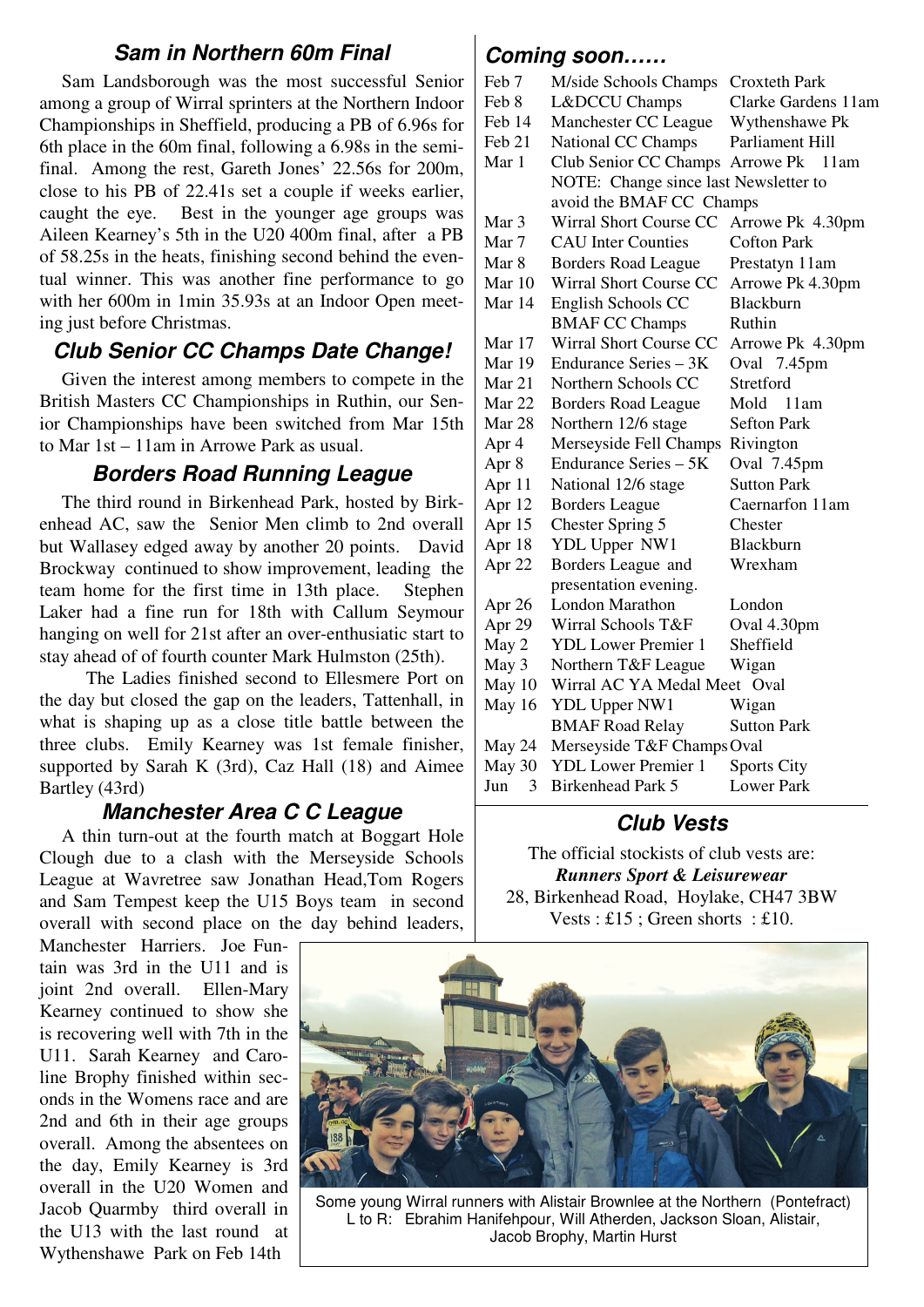### *Sam in Northern 60m Final*

Sam Landsborough was the most successful Senior among a group of Wirral sprinters at the Northern Indoor Championships in Sheffield, producing a PB of 6.96s for 6th place in the 60m final, following a 6.98s in the semi-final. Among the rest, Gareth Jones' 22.56s for 200m, close to his PB of 22.41s set a couple if weeks earlier, caught the eye. Best in the younger age groups was Aileen Kearney's 5th in the U20 400m final, after a PB of 58.25s in the heats, finishing second behind the eventual winner. This was another fine performance to go with her 600m in 1min 35.93s at an Indoor Open meeting just before Christmas.

### *Club Senior CC Champs Date Change!*

Given the interest among members to compete in the British Masters CC Championships in Ruthin, our Senior Championships have been switched from Mar 15th to Mar 1st – 11am in Arrowe Park as usual.

### *Borders Road Running League*

The third round in Birkenhead Park, hosted by Birkenhead AC, saw the Senior Men climb to 2nd overall but Wallasey edged away by another 20 points. David Brockway continued to show improvement, leading the team home for the first time in 13th place. Stephen Laker had a fine run for 18th with Callum Seymour hanging on well for 21st after an over-enthusiatic start to stay ahead of of fourth counter Mark Hulmston (25th).

The Ladies finished second to Ellesmere Port on the day but closed the gap on the leaders, Tattenhall, in what is shaping up as a close title battle between the three clubs. Emily Kearney was 1st female finisher, supported by Sarah K (3rd), Caz Hall (18) and Aimee Bartley (43rd)

### *Manchester Area C C League*

A thin turn-out at the fourth match at Boggart Hole Clough due to a clash with the Merseyside Schools League at Wavretree saw Jonathan Head,Tom Rogers and Sam Tempest keep the U15 Boys team in second overall with second place on the day behind leaders, Manchester Harriers. Joe Funtain was 3rd in the U11 and is joint 2nd overall. Ellen-Mary Kearney continued to show she is recovering well with 7th in the U11. Sarah Kearney and Caroline Brophy finished within seconds in the Womens race and are 2nd and 6th in their age groups overall. Among the absentees on the day, Emily Kearney is 3rd overall in the U20 Women and Jacob Quarmby third overall in the U13 with the last round at Wythenshawe Park on Feb 14th

### *Coming soon……*

| | | |
|---|---|---|
| Feb 7 | M/side Schools Champs | Croxteth Park |
| Feb 8 | L&DCCU Champs | Clarke Gardens 11am |
| Feb 14 | Manchester CC League | Wythenshawe Pk |
| Feb 21 | National CC Champs | Parliament Hill |
| Mar 1 | Club Senior CC Champs | Arrowe Pk 11am |
| | NOTE: Change since last Newsletter to avoid the BMAF CC Champs | |
| Mar 3 | Wirral Short Course CC | Arrowe Pk 4.30pm |
| Mar 7 | CAU Inter Counties | Cofton Park |
| Mar 8 | Borders Road League | Prestatyn 11am |
| Mar 10 | Wirral Short Course CC | Arrowe Pk 4.30pm |
| Mar 14 | English Schools CC | Blackburn |
| | BMAF CC Champs | Ruthin |
| Mar 17 | Wirral Short Course CC | Arrowe Pk 4.30pm |
| Mar 19 | Endurance Series – 3K | Oval 7.45pm |
| Mar 21 | Northern Schools CC | Stretford |
| Mar 22 | Borders Road League | Mold 11am |
| Mar 28 | Northern 12/6 stage | Sefton Park |
| Apr 4 | Merseyside Fell Champs | Rivington |
| Apr 8 | Endurance Series – 5K | Oval 7.45pm |
| Apr 11 | National 12/6 stage | Sutton Park |
| Apr 12 | Borders League | Caernarfon 11am |
| Apr 15 | Chester Spring 5 | Chester |
| Apr 18 | YDL Upper NW1 | Blackburn |
| Apr 22 | Borders League and presentation evening. | Wrexham |
| Apr 26 | London Marathon | London |
| Apr 29 | Wirral Schools T&F | Oval 4.30pm |
| May 2 | YDL Lower Premier 1 | Sheffield |
| May 3 | Northern T&F League | Wigan |
| May 10 | Wirral AC YA Medal Meet | Oval |
| May 16 | YDL Upper NW1 | Wigan |
| | BMAF Road Relay | Sutton Park |
| May 24 | Merseyside T&F Champs | Oval |
| May 30 | YDL Lower Premier 1 | Sports City |
| Jun 3 | Birkenhead Park 5 | Lower Park |

### *Club Vests*

The official stockists of club vests are:

***Runners Sport & Leisurewear***

28, Birkenhead Road, Hoylake, CH47 3BW

Vests : £15 ; Green shorts : £10.

Some young Wirral runners with Alistair Brownlee at the Northern (Pontefract)
L to R: Ebrahim Hanifehpour, Will Atherden, Jackson Sloan, Alistair, Jacob Brophy, Martin Hurst